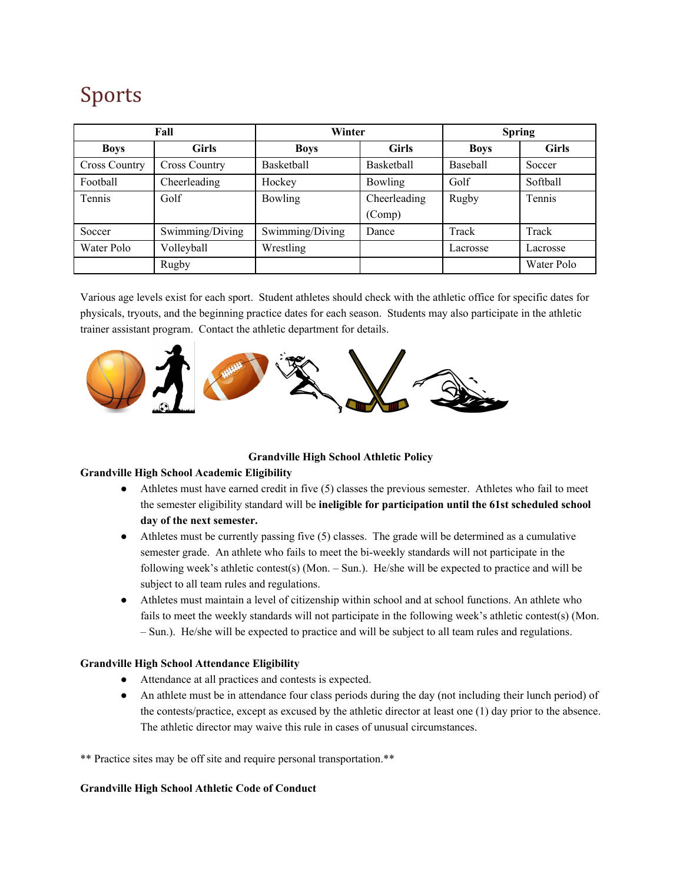# Sports

| Fall | | Winter | | Spring | |
|---|---|---|---|---|---|
| **Boys** | **Girls** | **Boys** | **Girls** | **Boys** | **Girls** |
| Cross Country | Cross Country | Basketball | Basketball | Baseball | Soccer |
| Football | Cheerleading | Hockey | Bowling | Golf | Softball |
| Tennis | Golf | Bowling | Cheerleading (Comp) | Rugby | Tennis |
| Soccer | Swimming/Diving | Swimming/Diving | Dance | Track | Track |
| Water Polo | Volleyball | Wrestling | | Lacrosse | Lacrosse |
| | Rugby | | | | Water Polo |

Various age levels exist for each sport. Student athletes should check with the athletic office for specific dates for physicals, tryouts, and the beginning practice dates for each season. Students may also participate in the athletic trainer assistant program. Contact the athletic department for details.

**Grandville High School Athletic Policy**

**Grandville High School Academic Eligibility**

- Athletes must have earned credit in five (5) classes the previous semester. Athletes who fail to meet the semester eligibility standard will be **ineligible for participation until the 61st scheduled school day of the next semester.**
- Athletes must be currently passing five (5) classes. The grade will be determined as a cumulative semester grade. An athlete who fails to meet the bi-weekly standards will not participate in the following week's athletic contest(s) (Mon. – Sun.). He/she will be expected to practice and will be subject to all team rules and regulations.
- Athletes must maintain a level of citizenship within school and at school functions. An athlete who fails to meet the weekly standards will not participate in the following week's athletic contest(s) (Mon. – Sun.). He/she will be expected to practice and will be subject to all team rules and regulations.

**Grandville High School Attendance Eligibility**

- Attendance at all practices and contests is expected.
- An athlete must be in attendance four class periods during the day (not including their lunch period) of the contests/practice, except as excused by the athletic director at least one (1) day prior to the absence. The athletic director may waive this rule in cases of unusual circumstances.

** Practice sites may be off site and require personal transportation.**

**Grandville High School Athletic Code of Conduct**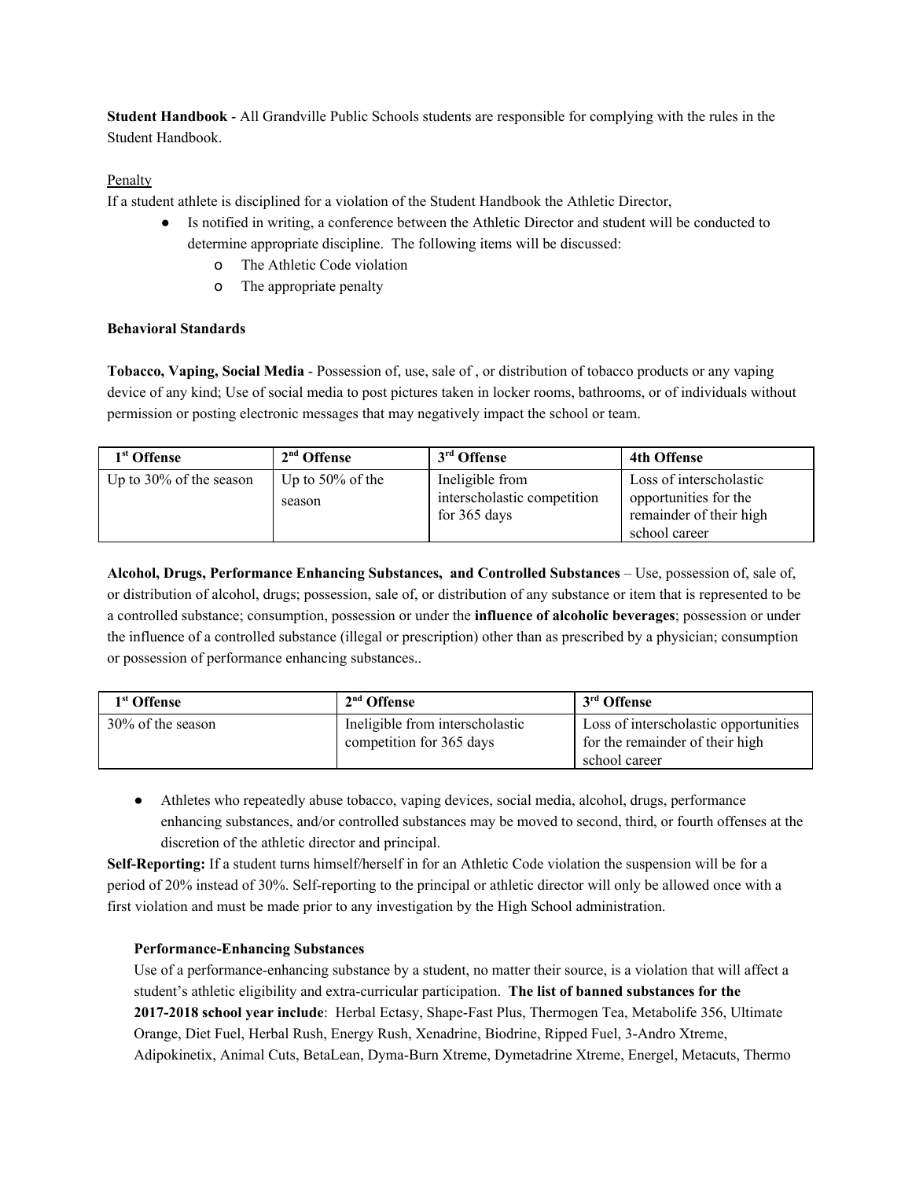**Student Handbook** - All Grandville Public Schools students are responsible for complying with the rules in the Student Handbook.

Penalty

If a student athlete is disciplined for a violation of the Student Handbook the Athletic Director,

- Is notified in writing, a conference between the Athletic Director and student will be conducted to determine appropriate discipline. The following items will be discussed:
    - The Athletic Code violation
    - The appropriate penalty

**Behavioral Standards**

**Tobacco, Vaping, Social Media** - Possession of, use, sale of , or distribution of tobacco products or any vaping device of any kind; Use of social media to post pictures taken in locker rooms, bathrooms, or of individuals without permission or posting electronic messages that may negatively impact the school or team.

| 1st Offense | 2nd Offense | 3rd Offense | 4th Offense |
|---|---|---|---|
| Up to 30% of the season | Up to 50% of the season | Ineligible from interscholastic competition for 365 days | Loss of interscholastic opportunities for the remainder of their high school career |

**Alcohol, Drugs, Performance Enhancing Substances, and Controlled Substances** – Use, possession of, sale of, or distribution of alcohol, drugs; possession, sale of, or distribution of any substance or item that is represented to be a controlled substance; consumption, possession or under the **influence of alcoholic beverages**; possession or under the influence of a controlled substance (illegal or prescription) other than as prescribed by a physician; consumption or possession of performance enhancing substances..

| 1st Offense | 2nd Offense | 3rd Offense |
|---|---|---|
| 30% of the season | Ineligible from interscholastic competition for 365 days | Loss of interscholastic opportunities for the remainder of their high school career |

- Athletes who repeatedly abuse tobacco, vaping devices, social media, alcohol, drugs, performance enhancing substances, and/or controlled substances may be moved to second, third, or fourth offenses at the discretion of the athletic director and principal.

**Self-Reporting:** If a student turns himself/herself in for an Athletic Code violation the suspension will be for a period of 20% instead of 30%. Self-reporting to the principal or athletic director will only be allowed once with a first violation and must be made prior to any investigation by the High School administration.

**Performance-Enhancing Substances**

Use of a performance-enhancing substance by a student, no matter their source, is a violation that will affect a student's athletic eligibility and extra-curricular participation. **The list of banned substances for the 2017-2018 school year include**: Herbal Ectasy, Shape-Fast Plus, Thermogen Tea, Metabolife 356, Ultimate Orange, Diet Fuel, Herbal Rush, Energy Rush, Xenadrine, Biodrine, Ripped Fuel, 3-Andro Xtreme, Adipokinetix, Animal Cuts, BetaLean, Dyma-Burn Xtreme, Dymetadrine Xtreme, Energel, Metacuts, Thermo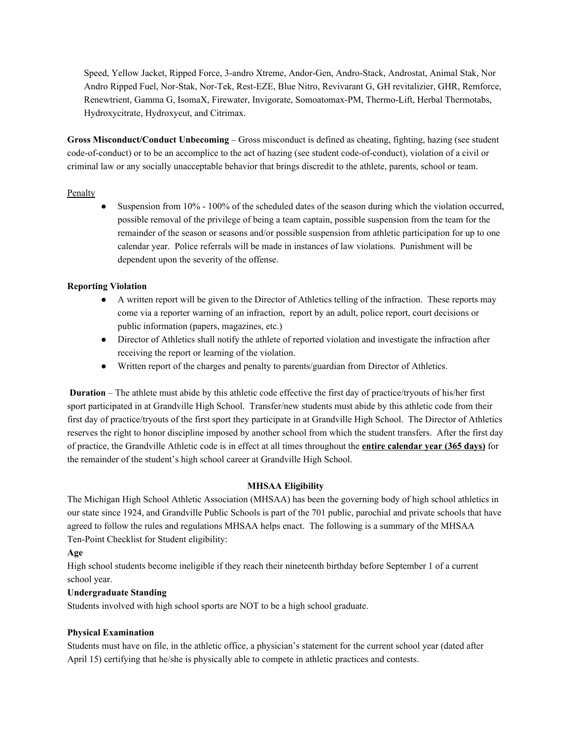Speed, Yellow Jacket, Ripped Force, 3-andro Xtreme, Andor-Gen, Andro-Stack, Androstat, Animal Stak, Nor Andro Ripped Fuel, Nor-Stak, Nor-Tek, Rest-EZE, Blue Nitro, Revivarant G, GH revitalizier, GHR, Remforce, Renewtrient, Gamma G, IsomaX, Firewater, Invigorate, Somoatomax-PM, Thermo-Lift, Herbal Thermotabs, Hydroxycitrate, Hydroxycut, and Citrimax.

**Gross Misconduct/Conduct Unbecoming** – Gross misconduct is defined as cheating, fighting, hazing (see student code-of-conduct) or to be an accomplice to the act of hazing (see student code-of-conduct), violation of a civil or criminal law or any socially unacceptable behavior that brings discredit to the athlete, parents, school or team.

<u>Penalty</u>

- Suspension from 10% - 100% of the scheduled dates of the season during which the violation occurred, possible removal of the privilege of being a team captain, possible suspension from the team for the remainder of the season or seasons and/or possible suspension from athletic participation for up to one calendar year. Police referrals will be made in instances of law violations. Punishment will be dependent upon the severity of the offense.

**Reporting Violation**

- A written report will be given to the Director of Athletics telling of the infraction. These reports may come via a reporter warning of an infraction, report by an adult, police report, court decisions or public information (papers, magazines, etc.)
- Director of Athletics shall notify the athlete of reported violation and investigate the infraction after receiving the report or learning of the violation.
- Written report of the charges and penalty to parents/guardian from Director of Athletics.

**Duration** – The athlete must abide by this athletic code effective the first day of practice/tryouts of his/her first sport participated in at Grandville High School. Transfer/new students must abide by this athletic code from their first day of practice/tryouts of the first sport they participate in at Grandville High School. The Director of Athletics reserves the right to honor discipline imposed by another school from which the student transfers. After the first day of practice, the Grandville Athletic code is in effect at all times throughout the <u>**entire calendar year (365 days)**</u> for the remainder of the student's high school career at Grandville High School.

## MHSAA Eligibility

The Michigan High School Athletic Association (MHSAA) has been the governing body of high school athletics in our state since 1924, and Grandville Public Schools is part of the 701 public, parochial and private schools that have agreed to follow the rules and regulations MHSAA helps enact. The following is a summary of the MHSAA Ten-Point Checklist for Student eligibility:

**Age**

High school students become ineligible if they reach their nineteenth birthday before September 1 of a current school year.

**Undergraduate Standing**

Students involved with high school sports are NOT to be a high school graduate.

**Physical Examination**

Students must have on file, in the athletic office, a physician's statement for the current school year (dated after April 15) certifying that he/she is physically able to compete in athletic practices and contests.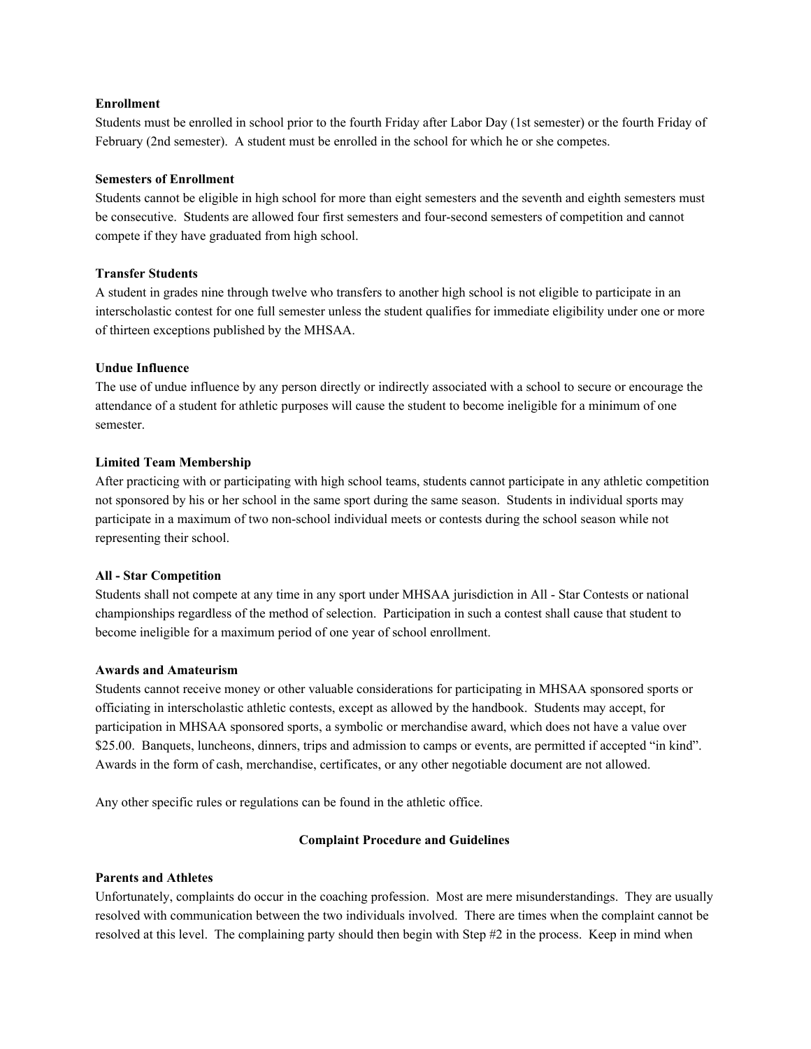**Enrollment**

Students must be enrolled in school prior to the fourth Friday after Labor Day (1st semester) or the fourth Friday of February (2nd semester). A student must be enrolled in the school for which he or she competes.

**Semesters of Enrollment**

Students cannot be eligible in high school for more than eight semesters and the seventh and eighth semesters must be consecutive. Students are allowed four first semesters and four-second semesters of competition and cannot compete if they have graduated from high school.

**Transfer Students**

A student in grades nine through twelve who transfers to another high school is not eligible to participate in an interscholastic contest for one full semester unless the student qualifies for immediate eligibility under one or more of thirteen exceptions published by the MHSAA.

**Undue Influence**

The use of undue influence by any person directly or indirectly associated with a school to secure or encourage the attendance of a student for athletic purposes will cause the student to become ineligible for a minimum of one semester.

**Limited Team Membership**

After practicing with or participating with high school teams, students cannot participate in any athletic competition not sponsored by his or her school in the same sport during the same season. Students in individual sports may participate in a maximum of two non-school individual meets or contests during the school season while not representing their school.

**All - Star Competition**

Students shall not compete at any time in any sport under MHSAA jurisdiction in All - Star Contests or national championships regardless of the method of selection. Participation in such a contest shall cause that student to become ineligible for a maximum period of one year of school enrollment.

**Awards and Amateurism**

Students cannot receive money or other valuable considerations for participating in MHSAA sponsored sports or officiating in interscholastic athletic contests, except as allowed by the handbook. Students may accept, for participation in MHSAA sponsored sports, a symbolic or merchandise award, which does not have a value over $25.00. Banquets, luncheons, dinners, trips and admission to camps or events, are permitted if accepted "in kind". Awards in the form of cash, merchandise, certificates, or any other negotiable document are not allowed.

Any other specific rules or regulations can be found in the athletic office.

## Complaint Procedure and Guidelines

**Parents and Athletes**

Unfortunately, complaints do occur in the coaching profession. Most are mere misunderstandings. They are usually resolved with communication between the two individuals involved. There are times when the complaint cannot be resolved at this level. The complaining party should then begin with Step #2 in the process. Keep in mind when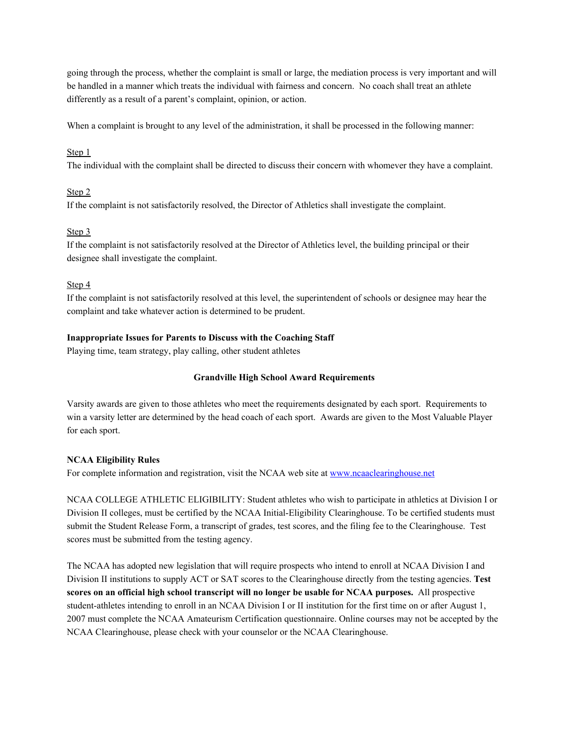going through the process, whether the complaint is small or large, the mediation process is very important and will be handled in a manner which treats the individual with fairness and concern. No coach shall treat an athlete differently as a result of a parent's complaint, opinion, or action.

When a complaint is brought to any level of the administration, it shall be processed in the following manner:

Step 1
The individual with the complaint shall be directed to discuss their concern with whomever they have a complaint.

Step 2
If the complaint is not satisfactorily resolved, the Director of Athletics shall investigate the complaint.

Step 3
If the complaint is not satisfactorily resolved at the Director of Athletics level, the building principal or their designee shall investigate the complaint.

Step 4
If the complaint is not satisfactorily resolved at this level, the superintendent of schools or designee may hear the complaint and take whatever action is determined to be prudent.

**Inappropriate Issues for Parents to Discuss with the Coaching Staff**
Playing time, team strategy, play calling, other student athletes

**Grandville High School Award Requirements**

Varsity awards are given to those athletes who meet the requirements designated by each sport. Requirements to win a varsity letter are determined by the head coach of each sport. Awards are given to the Most Valuable Player for each sport.

**NCAA Eligibility Rules**
For complete information and registration, visit the NCAA web site at [www.ncaaclearinghouse.net](http://www.ncaaclearinghouse.net)

NCAA COLLEGE ATHLETIC ELIGIBILITY: Student athletes who wish to participate in athletics at Division I or Division II colleges, must be certified by the NCAA Initial-Eligibility Clearinghouse. To be certified students must submit the Student Release Form, a transcript of grades, test scores, and the filing fee to the Clearinghouse. Test scores must be submitted from the testing agency.

The NCAA has adopted new legislation that will require prospects who intend to enroll at NCAA Division I and Division II institutions to supply ACT or SAT scores to the Clearinghouse directly from the testing agencies. **Test scores on an official high school transcript will no longer be usable for NCAA purposes.** All prospective student-athletes intending to enroll in an NCAA Division I or II institution for the first time on or after August 1, 2007 must complete the NCAA Amateurism Certification questionnaire. Online courses may not be accepted by the NCAA Clearinghouse, please check with your counselor or the NCAA Clearinghouse.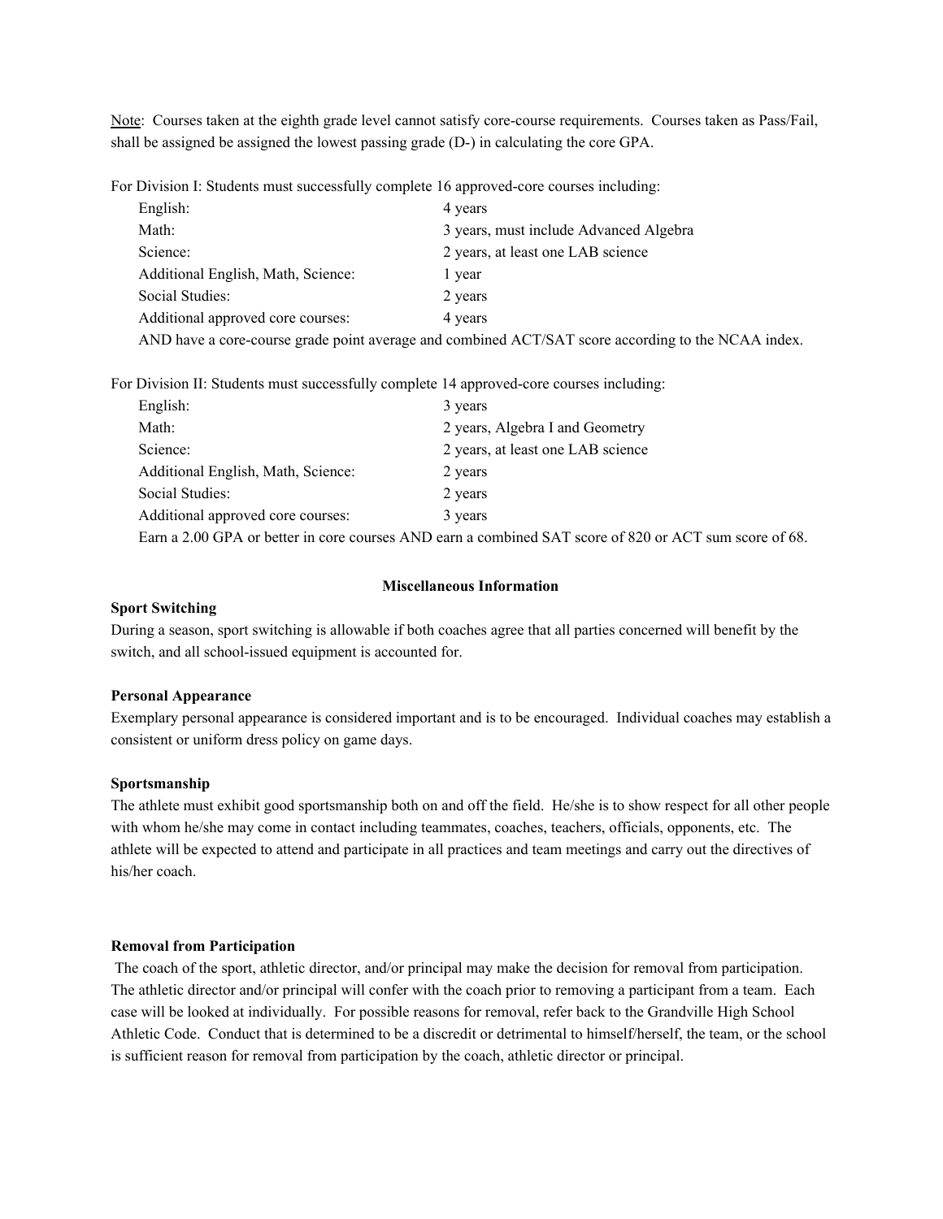Note: Courses taken at the eighth grade level cannot satisfy core-course requirements. Courses taken as Pass/Fail, shall be assigned be assigned the lowest passing grade (D-) in calculating the core GPA.

For Division I: Students must successfully complete 16 approved-core courses including:

| | |
|---|---|
| English: | 4 years |
| Math: | 3 years, must include Advanced Algebra |
| Science: | 2 years, at least one LAB science |
| Additional English, Math, Science: | 1 year |
| Social Studies: | 2 years |
| Additional approved core courses: | 4 years |

AND have a core-course grade point average and combined ACT/SAT score according to the NCAA index.

For Division II: Students must successfully complete 14 approved-core courses including:

| | |
|---|---|
| English: | 3 years |
| Math: | 2 years, Algebra I and Geometry |
| Science: | 2 years, at least one LAB science |
| Additional English, Math, Science: | 2 years |
| Social Studies: | 2 years |
| Additional approved core courses: | 3 years |

Earn a 2.00 GPA or better in core courses AND earn a combined SAT score of 820 or ACT sum score of 68.

## Miscellaneous Information

**Sport Switching**

During a season, sport switching is allowable if both coaches agree that all parties concerned will benefit by the switch, and all school-issued equipment is accounted for.

**Personal Appearance**

Exemplary personal appearance is considered important and is to be encouraged. Individual coaches may establish a consistent or uniform dress policy on game days.

**Sportsmanship**

The athlete must exhibit good sportsmanship both on and off the field. He/she is to show respect for all other people with whom he/she may come in contact including teammates, coaches, teachers, officials, opponents, etc. The athlete will be expected to attend and participate in all practices and team meetings and carry out the directives of his/her coach.

**Removal from Participation**

The coach of the sport, athletic director, and/or principal may make the decision for removal from participation. The athletic director and/or principal will confer with the coach prior to removing a participant from a team. Each case will be looked at individually. For possible reasons for removal, refer back to the Grandville High School Athletic Code. Conduct that is determined to be a discredit or detrimental to himself/herself, the team, or the school is sufficient reason for removal from participation by the coach, athletic director or principal.